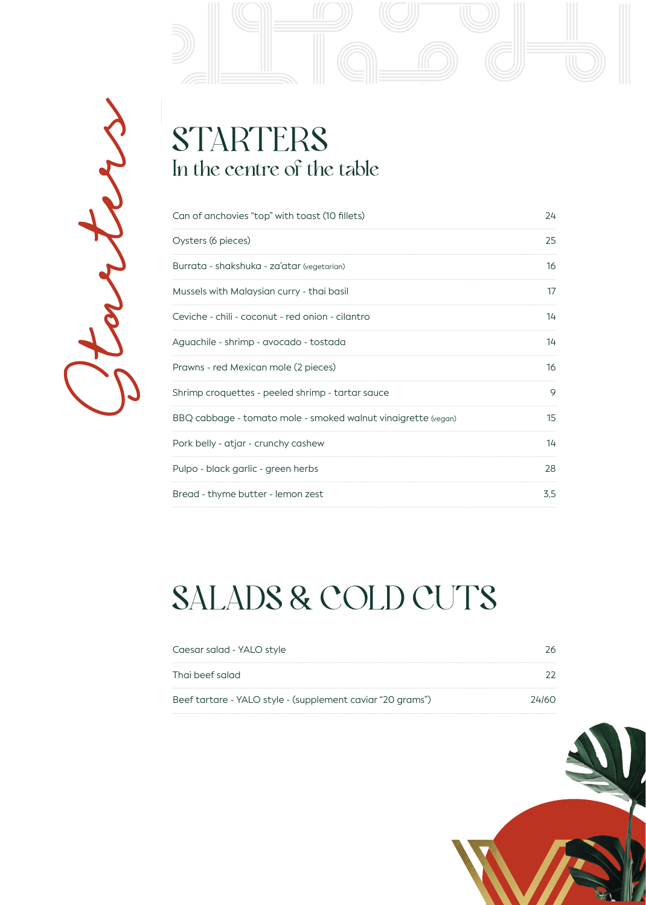Starters

# STARTERS

## In the centre of the table

| Item | Price |
| --- | --- |
| Can of anchovies “top” with toast (10 fillets) | 24 |
| Oysters (6 pieces) | 25 |
| Burrata - shakshuka - za’atar (vegetarian) | 16 |
| Mussels with Malaysian curry - thai basil | 17 |
| Ceviche - chili - coconut - red onion - cilantro | 14 |
| Aguachile - shrimp - avocado - tostada | 14 |
| Prawns - red Mexican mole (2 pieces) | 16 |
| Shrimp croquettes - peeled shrimp - tartar sauce | 9 |
| BBQ cabbage - tomato mole - smoked walnut vinaigrette (vegan) | 15 |
| Pork belly - atjar - crunchy cashew | 14 |
| Pulpo - black garlic - green herbs | 28 |
| Bread - thyme butter - lemon zest | 3,5 |

# SALADS & COLD CUTS

| Item | Price |
| --- | --- |
| Caesar salad - YALO style | 26 |
| Thai beef salad | 22 |
| Beef tartare - YALO style - (supplement caviar “20 grams”) | 24/60 |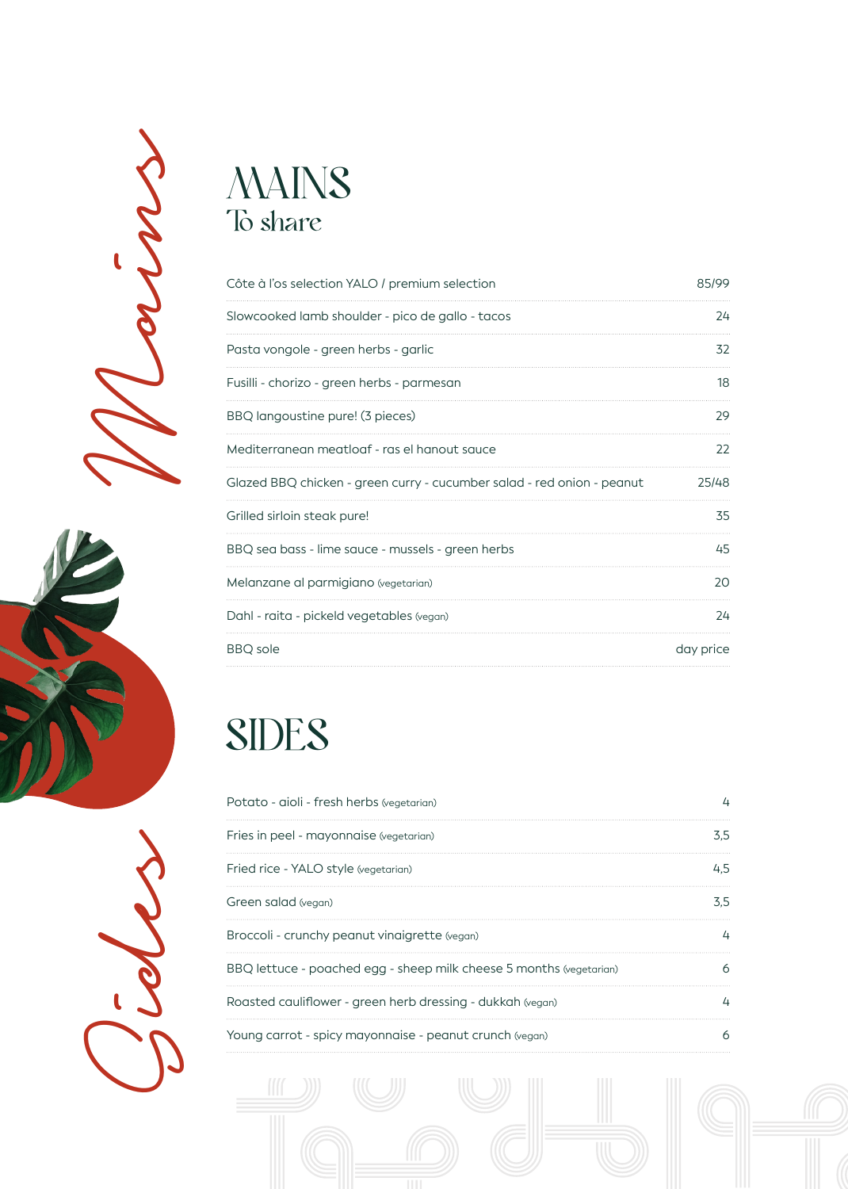# MAINS

## To share

| | |
|---|---|
| Côte à l'os selection YALO / premium selection | 85/99 |
| Slowcooked lamb shoulder - pico de gallo - tacos | 24 |
| Pasta vongole - green herbs - garlic | 32 |
| Fusilli - chorizo - green herbs - parmesan | 18 |
| BBQ langoustine pure! (3 pieces) | 29 |
| Mediterranean meatloaf - ras el hanout sauce | 22 |
| Glazed BBQ chicken - green curry - cucumber salad - red onion - peanut | 25/48 |
| Grilled sirloin steak pure! | 35 |
| BBQ sea bass - lime sauce - mussels - green herbs | 45 |
| Melanzane al parmigiano (vegetarian) | 20 |
| Dahl - raita - pickeld vegetables (vegan) | 24 |
| BBQ sole | day price |

# SIDES

| | |
|---|---|
| Potato - aioli - fresh herbs (vegetarian) | 4 |
| Fries in peel - mayonnaise (vegetarian) | 3,5 |
| Fried rice - YALO style (vegetarian) | 4,5 |
| Green salad (vegan) | 3,5 |
| Broccoli - crunchy peanut vinaigrette (vegan) | 4 |
| BBQ lettuce - poached egg - sheep milk cheese 5 months (vegetarian) | 6 |
| Roasted cauliflower - green herb dressing - dukkah (vegan) | 4 |
| Young carrot - spicy mayonnaise - peanut crunch (vegan) | 6 |